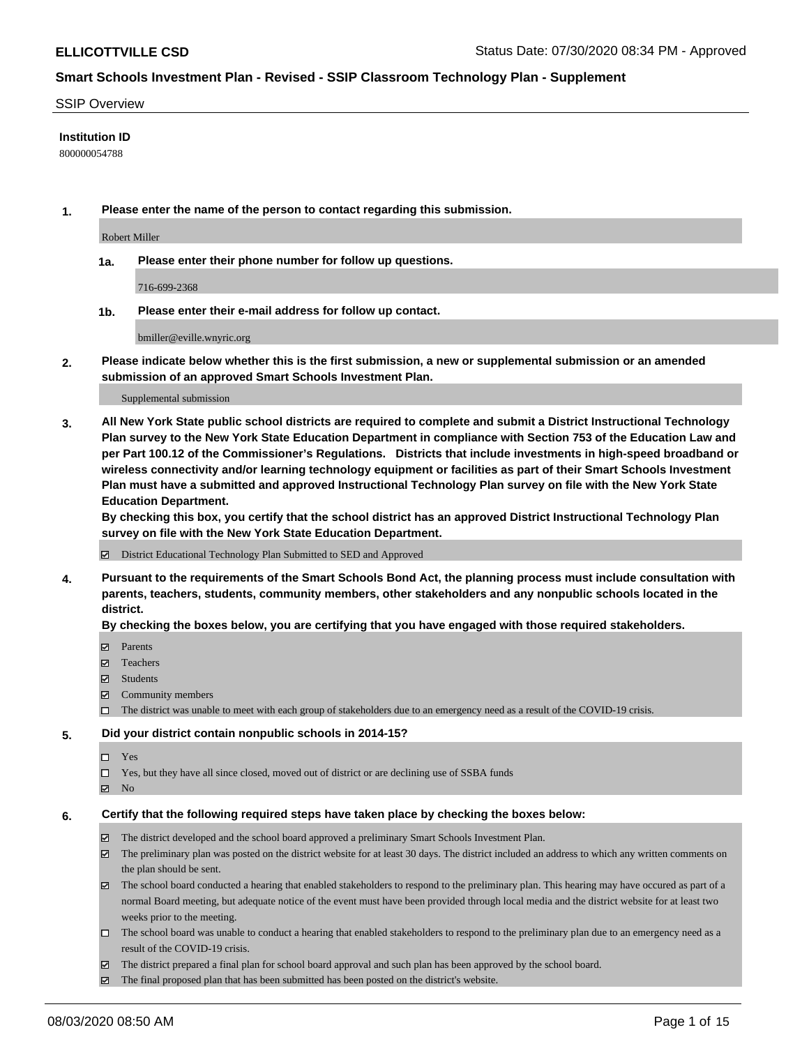**ELLICOTTVILLE CSD** Status Date: 07/30/2020 08:34 PM - Approved

## Smart Schools Investment Plan - Revised - SSIP Classroom Technology Plan - Supplement

SSIP Overview

**Institution ID**

800000054788

**1. Please enter the name of the person to contact regarding this submission.**

Robert Miller

**1a. Please enter their phone number for follow up questions.**

716-699-2368

**1b. Please enter their e-mail address for follow up contact.**

bmiller@eville.wnyric.org

**2. Please indicate below whether this is the first submission, a new or supplemental submission or an amended submission of an approved Smart Schools Investment Plan.**

Supplemental submission

**3. All New York State public school districts are required to complete and submit a District Instructional Technology Plan survey to the New York State Education Department in compliance with Section 753 of the Education Law and per Part 100.12 of the Commissioner's Regulations. Districts that include investments in high-speed broadband or wireless connectivity and/or learning technology equipment or facilities as part of their Smart Schools Investment Plan must have a submitted and approved Instructional Technology Plan survey on file with the New York State Education Department.**
**By checking this box, you certify that the school district has an approved District Instructional Technology Plan survey on file with the New York State Education Department.**

- [x] District Educational Technology Plan Submitted to SED and Approved

**4. Pursuant to the requirements of the Smart Schools Bond Act, the planning process must include consultation with parents, teachers, students, community members, other stakeholders and any nonpublic schools located in the district.**
**By checking the boxes below, you are certifying that you have engaged with those required stakeholders.**

- [x] Parents
- [x] Teachers
- [x] Students
- [x] Community members
- [ ] The district was unable to meet with each group of stakeholders due to an emergency need as a result of the COVID-19 crisis.

**5. Did your district contain nonpublic schools in 2014-15?**

- [ ] Yes
- [ ] Yes, but they have all since closed, moved out of district or are declining use of SSBA funds
- [x] No

**6. Certify that the following required steps have taken place by checking the boxes below:**

- [x] The district developed and the school board approved a preliminary Smart Schools Investment Plan.
- [x] The preliminary plan was posted on the district website for at least 30 days. The district included an address to which any written comments on the plan should be sent.
- [x] The school board conducted a hearing that enabled stakeholders to respond to the preliminary plan. This hearing may have occured as part of a normal Board meeting, but adequate notice of the event must have been provided through local media and the district website for at least two weeks prior to the meeting.
- [ ] The school board was unable to conduct a hearing that enabled stakeholders to respond to the preliminary plan due to an emergency need as a result of the COVID-19 crisis.
- [x] The district prepared a final plan for school board approval and such plan has been approved by the school board.
- [x] The final proposed plan that has been submitted has been posted on the district's website.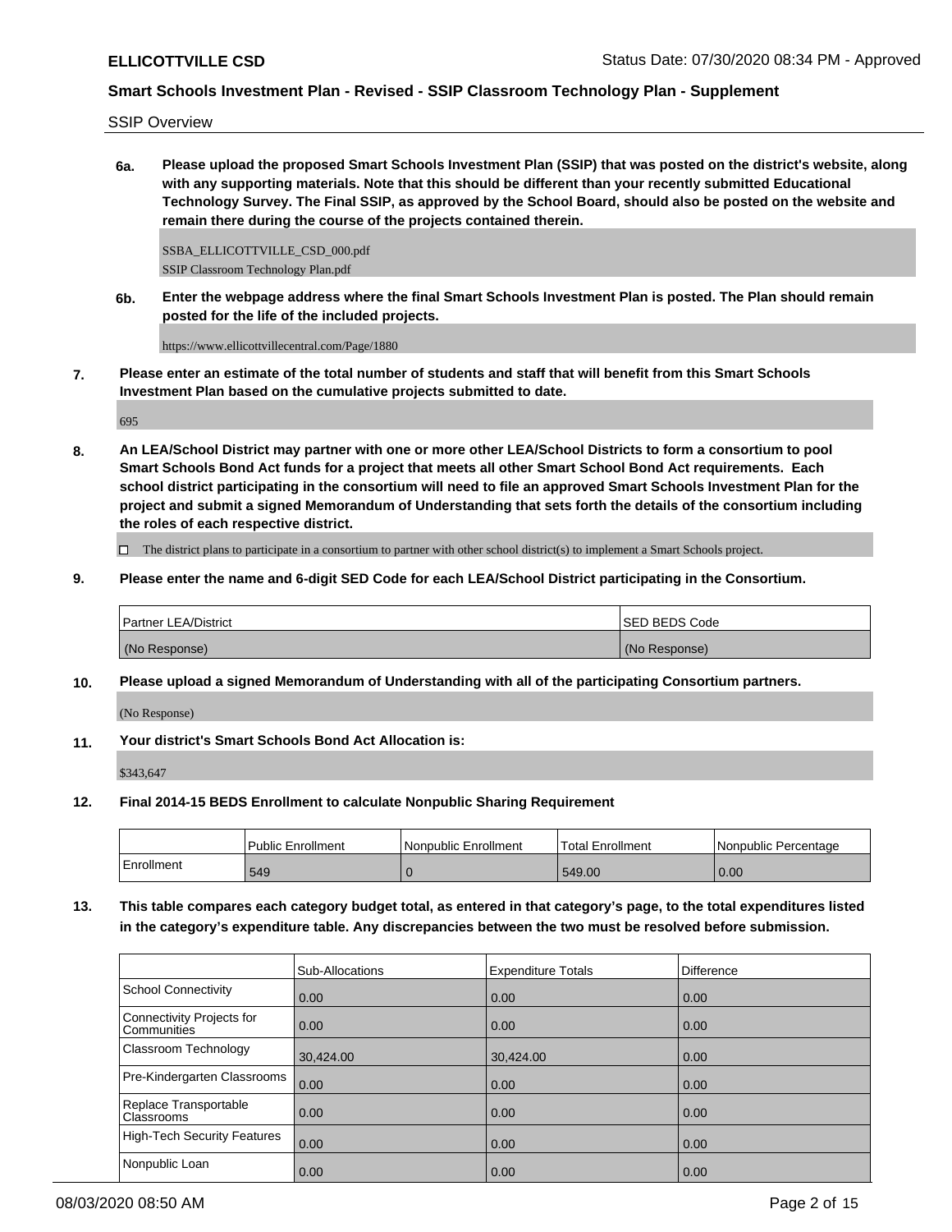SSIP Overview

**6a. Please upload the proposed Smart Schools Investment Plan (SSIP) that was posted on the district's website, along with any supporting materials. Note that this should be different than your recently submitted Educational Technology Survey. The Final SSIP, as approved by the School Board, should also be posted on the website and remain there during the course of the projects contained therein.**

SSBA_ELLICOTTVILLE_CSD_000.pdf
SSIP Classroom Technology Plan.pdf

**6b. Enter the webpage address where the final Smart Schools Investment Plan is posted. The Plan should remain posted for the life of the included projects.**

https://www.ellicottvillecentral.com/Page/1880

**7. Please enter an estimate of the total number of students and staff that will benefit from this Smart Schools Investment Plan based on the cumulative projects submitted to date.**

695

**8. An LEA/School District may partner with one or more other LEA/School Districts to form a consortium to pool Smart Schools Bond Act funds for a project that meets all other Smart School Bond Act requirements. Each school district participating in the consortium will need to file an approved Smart Schools Investment Plan for the project and submit a signed Memorandum of Understanding that sets forth the details of the consortium including the roles of each respective district.**

☐ The district plans to participate in a consortium to partner with other school district(s) to implement a Smart Schools project.

**9. Please enter the name and 6-digit SED Code for each LEA/School District participating in the Consortium.**

| Partner LEA/District | SED BEDS Code |
|---|---|
| (No Response) | (No Response) |

**10. Please upload a signed Memorandum of Understanding with all of the participating Consortium partners.**

(No Response)

**11. Your district's Smart Schools Bond Act Allocation is:**

$343,647

**12. Final 2014-15 BEDS Enrollment to calculate Nonpublic Sharing Requirement**

| | Public Enrollment | Nonpublic Enrollment | Total Enrollment | Nonpublic Percentage |
|---|---|---|---|---|
| Enrollment | 549 | 0 | 549.00 | 0.00 |

**13. This table compares each category budget total, as entered in that category's page, to the total expenditures listed in the category's expenditure table. Any discrepancies between the two must be resolved before submission.**

| | Sub-Allocations | Expenditure Totals | Difference |
|---|---|---|---|
| School Connectivity | 0.00 | 0.00 | 0.00 |
| Connectivity Projects for Communities | 0.00 | 0.00 | 0.00 |
| Classroom Technology | 30,424.00 | 30,424.00 | 0.00 |
| Pre-Kindergarten Classrooms | 0.00 | 0.00 | 0.00 |
| Replace Transportable Classrooms | 0.00 | 0.00 | 0.00 |
| High-Tech Security Features | 0.00 | 0.00 | 0.00 |
| Nonpublic Loan | 0.00 | 0.00 | 0.00 |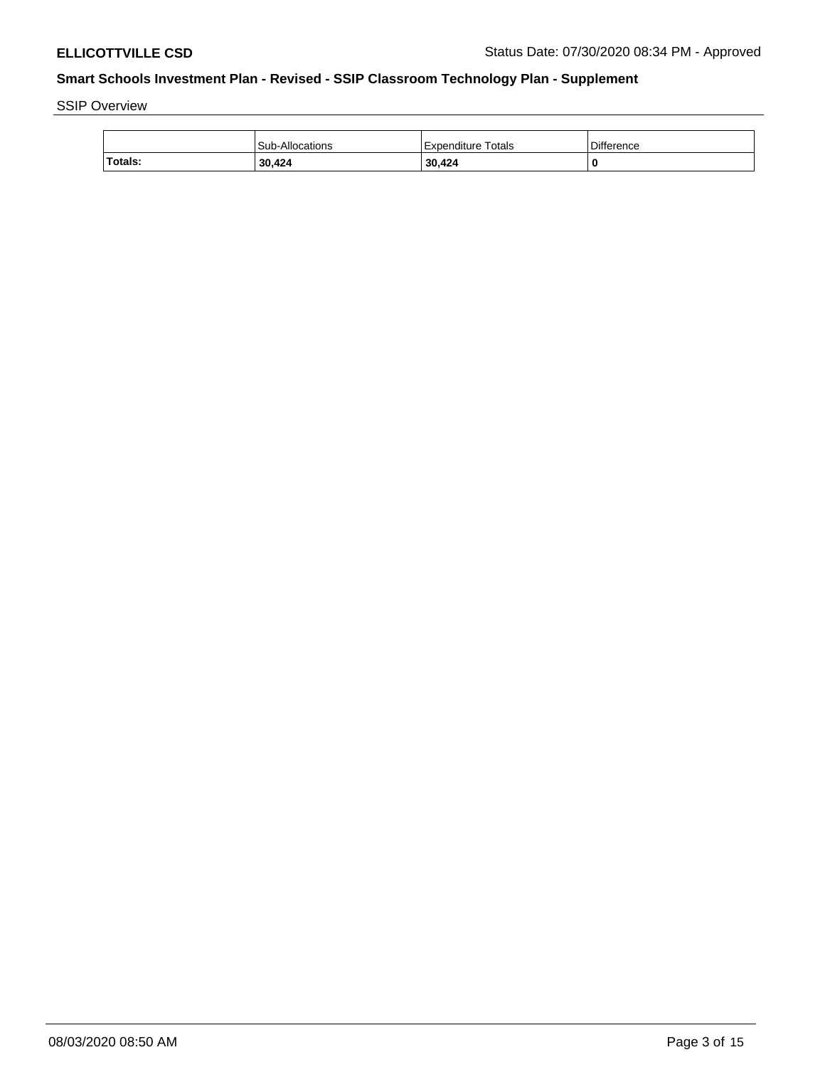SSIP Overview

| | Sub-Allocations | Expenditure Totals | Difference |
|---|---|---|---|
| **Totals:** | **30,424** | **30,424** | **0** |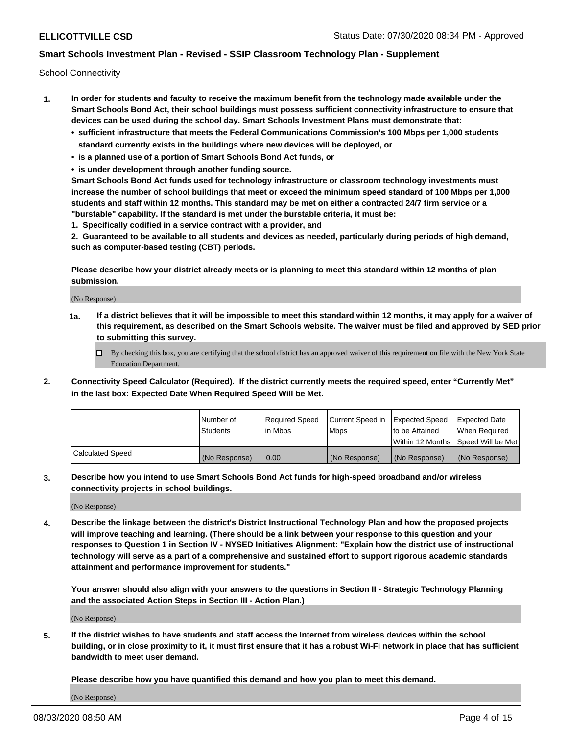School Connectivity

1. **In order for students and faculty to receive the maximum benefit from the technology made available under the Smart Schools Bond Act, their school buildings must possess sufficient connectivity infrastructure to ensure that devices can be used during the school day. Smart Schools Investment Plans must demonstrate that:**
   - **sufficient infrastructure that meets the Federal Communications Commission's 100 Mbps per 1,000 students standard currently exists in the buildings where new devices will be deployed, or**
   - **is a planned use of a portion of Smart Schools Bond Act funds, or**
   - **is under development through another funding source.**

   **Smart Schools Bond Act funds used for technology infrastructure or classroom technology investments must increase the number of school buildings that meet or exceed the minimum speed standard of 100 Mbps per 1,000 students and staff within 12 months. This standard may be met on either a contracted 24/7 firm service or a "burstable" capability. If the standard is met under the burstable criteria, it must be:**

   **1. Specifically codified in a service contract with a provider, and**

   **2. Guaranteed to be available to all students and devices as needed, particularly during periods of high demand, such as computer-based testing (CBT) periods.**

   **Please describe how your district already meets or is planning to meet this standard within 12 months of plan submission.**

   (No Response)

   **1a. If a district believes that it will be impossible to meet this standard within 12 months, it may apply for a waiver of this requirement, as described on the Smart Schools website. The waiver must be filed and approved by SED prior to submitting this survey.**

   ☐ By checking this box, you are certifying that the school district has an approved waiver of this requirement on file with the New York State Education Department.

2. **Connectivity Speed Calculator (Required). If the district currently meets the required speed, enter "Currently Met" in the last box: Expected Date When Required Speed Will be Met.**

| | Number of Students | Required Speed in Mbps | Current Speed in Mbps | Expected Speed to be Attained Within 12 Months | Expected Date When Required Speed Will be Met |
|---|---|---|---|---|---|
| Calculated Speed | (No Response) | 0.00 | (No Response) | (No Response) | (No Response) |

3. **Describe how you intend to use Smart Schools Bond Act funds for high-speed broadband and/or wireless connectivity projects in school buildings.**

   (No Response)

4. **Describe the linkage between the district's District Instructional Technology Plan and how the proposed projects will improve teaching and learning. (There should be a link between your response to this question and your responses to Question 1 in Section IV - NYSED Initiatives Alignment: "Explain how the district use of instructional technology will serve as a part of a comprehensive and sustained effort to support rigorous academic standards attainment and performance improvement for students."**

   **Your answer should also align with your answers to the questions in Section II - Strategic Technology Planning and the associated Action Steps in Section III - Action Plan.)**

   (No Response)

5. **If the district wishes to have students and staff access the Internet from wireless devices within the school building, or in close proximity to it, it must first ensure that it has a robust Wi-Fi network in place that has sufficient bandwidth to meet user demand.**

   **Please describe how you have quantified this demand and how you plan to meet this demand.**

   (No Response)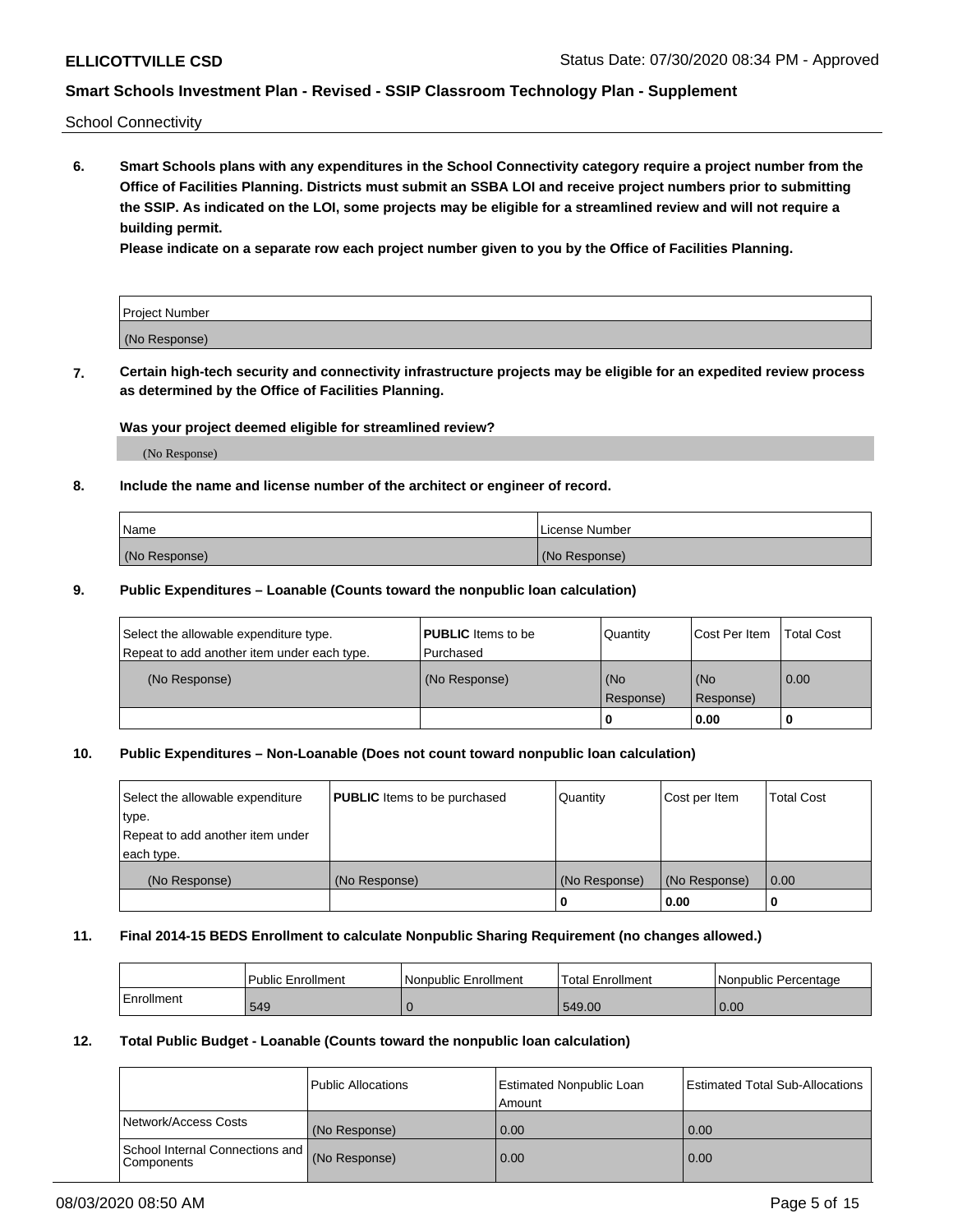School Connectivity

**6. Smart Schools plans with any expenditures in the School Connectivity category require a project number from the Office of Facilities Planning. Districts must submit an SSBA LOI and receive project numbers prior to submitting the SSIP. As indicated on the LOI, some projects may be eligible for a streamlined review and will not require a building permit.**

**Please indicate on a separate row each project number given to you by the Office of Facilities Planning.**

| Project Number |
| --- |
| (No Response) |

**7. Certain high-tech security and connectivity infrastructure projects may be eligible for an expedited review process as determined by the Office of Facilities Planning.**

**Was your project deemed eligible for streamlined review?**

(No Response)

**8. Include the name and license number of the architect or engineer of record.**

| Name | License Number |
| --- | --- |
| (No Response) | (No Response) |

**9. Public Expenditures – Loanable (Counts toward the nonpublic loan calculation)**

| Select the allowable expenditure type. Repeat to add another item under each type. | **PUBLIC** Items to be Purchased | Quantity | Cost Per Item | Total Cost |
| --- | --- | --- | --- | --- |
| (No Response) | (No Response) | (No Response) | (No Response) | 0.00 |
| | | 0 | 0.00 | 0 |

**10. Public Expenditures – Non-Loanable (Does not count toward nonpublic loan calculation)**

| Select the allowable expenditure type. Repeat to add another item under each type. | **PUBLIC** Items to be purchased | Quantity | Cost per Item | Total Cost |
| --- | --- | --- | --- | --- |
| (No Response) | (No Response) | (No Response) | (No Response) | 0.00 |
| | | 0 | 0.00 | 0 |

**11. Final 2014-15 BEDS Enrollment to calculate Nonpublic Sharing Requirement (no changes allowed.)**

| | Public Enrollment | Nonpublic Enrollment | Total Enrollment | Nonpublic Percentage |
| --- | --- | --- | --- | --- |
| Enrollment | 549 | 0 | 549.00 | 0.00 |

**12. Total Public Budget - Loanable (Counts toward the nonpublic loan calculation)**

| | Public Allocations | Estimated Nonpublic Loan Amount | Estimated Total Sub-Allocations |
| --- | --- | --- | --- |
| Network/Access Costs | (No Response) | 0.00 | 0.00 |
| School Internal Connections and Components | (No Response) | 0.00 | 0.00 |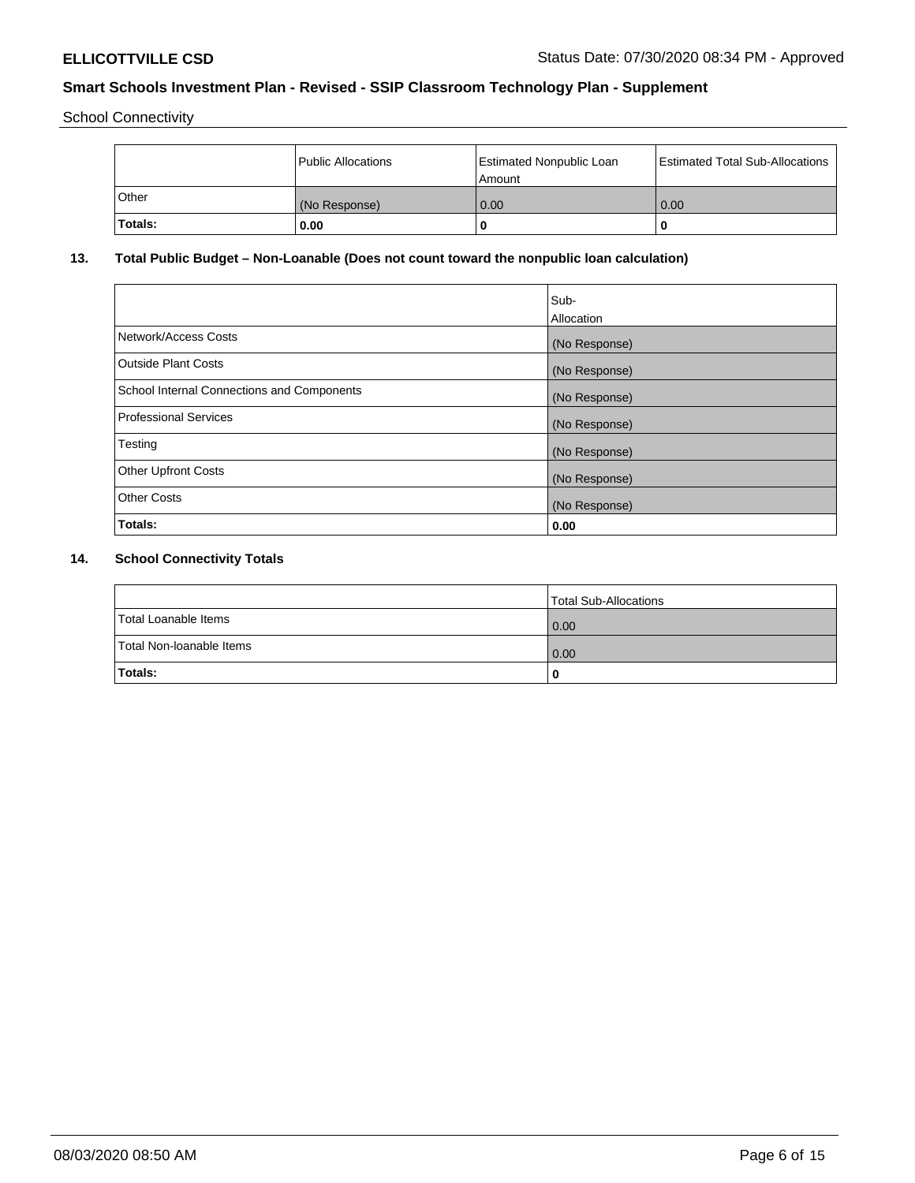School Connectivity

| | Public Allocations | Estimated Nonpublic Loan Amount | Estimated Total Sub-Allocations |
|---|---|---|---|
| Other | (No Response) | 0.00 | 0.00 |
| **Totals:** | **0.00** | **0** | **0** |

## 13. Total Public Budget – Non-Loanable (Does not count toward the nonpublic loan calculation)

| | Sub-Allocation |
|---|---|
| Network/Access Costs | (No Response) |
| Outside Plant Costs | (No Response) |
| School Internal Connections and Components | (No Response) |
| Professional Services | (No Response) |
| Testing | (No Response) |
| Other Upfront Costs | (No Response) |
| Other Costs | (No Response) |
| **Totals:** | **0.00** |

## 14. School Connectivity Totals

| | Total Sub-Allocations |
|---|---|
| Total Loanable Items | 0.00 |
| Total Non-loanable Items | 0.00 |
| **Totals:** | **0** |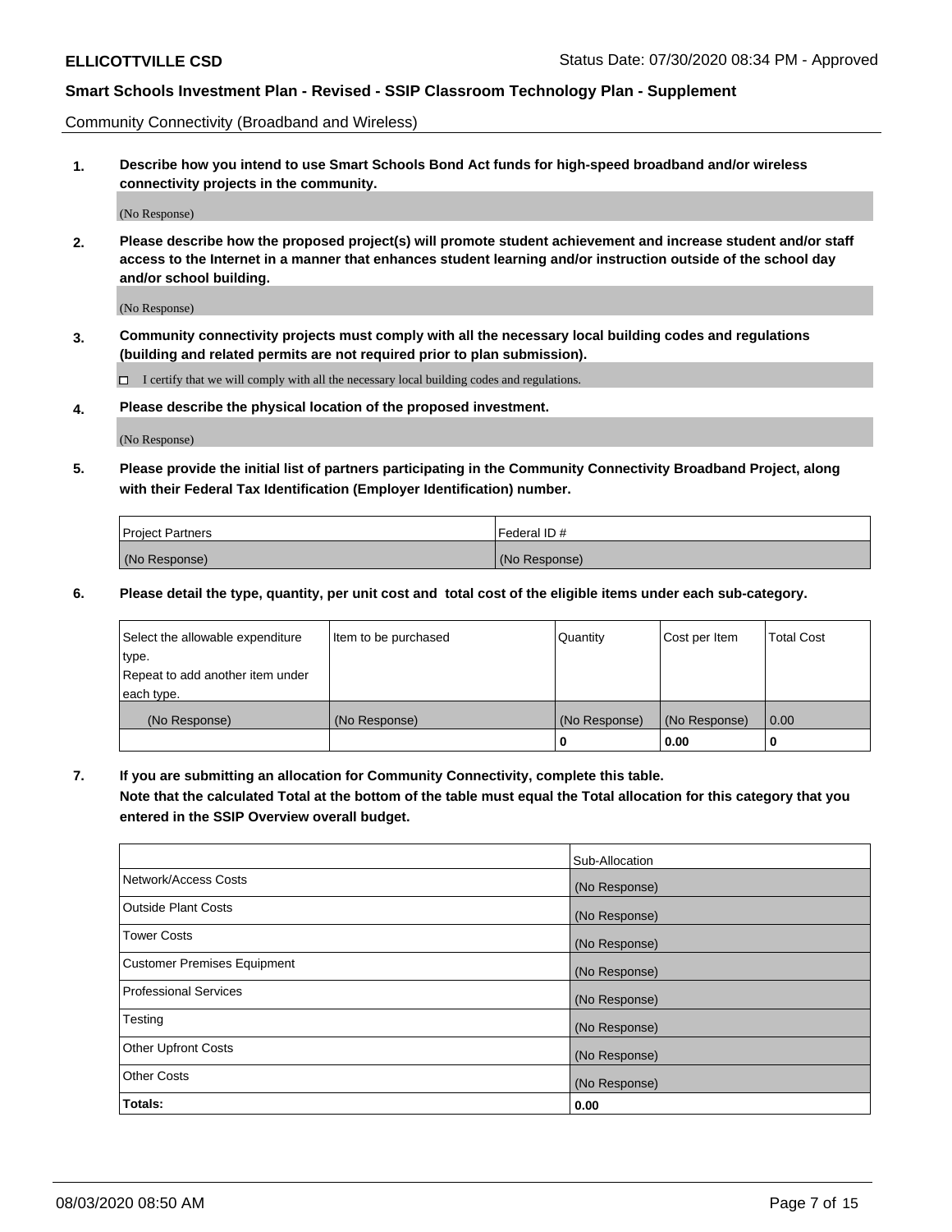Community Connectivity (Broadband and Wireless)

**1. Describe how you intend to use Smart Schools Bond Act funds for high-speed broadband and/or wireless connectivity projects in the community.**

(No Response)

**2. Please describe how the proposed project(s) will promote student achievement and increase student and/or staff access to the Internet in a manner that enhances student learning and/or instruction outside of the school day and/or school building.**

(No Response)

**3. Community connectivity projects must comply with all the necessary local building codes and regulations (building and related permits are not required prior to plan submission).**

☐ I certify that we will comply with all the necessary local building codes and regulations.

**4. Please describe the physical location of the proposed investment.**

(No Response)

**5. Please provide the initial list of partners participating in the Community Connectivity Broadband Project, along with their Federal Tax Identification (Employer Identification) number.**

| Project Partners | Federal ID # |
|---|---|
| (No Response) | (No Response) |

**6. Please detail the type, quantity, per unit cost and total cost of the eligible items under each sub-category.**

| Select the allowable expenditure type. Repeat to add another item under each type. | Item to be purchased | Quantity | Cost per Item | Total Cost |
|---|---|---|---|---|
| (No Response) | (No Response) | (No Response) | (No Response) | 0.00 |
| | | **0** | **0.00** | **0** |

**7. If you are submitting an allocation for Community Connectivity, complete this table. Note that the calculated Total at the bottom of the table must equal the Total allocation for this category that you entered in the SSIP Overview overall budget.**

| | Sub-Allocation |
|---|---|
| Network/Access Costs | (No Response) |
| Outside Plant Costs | (No Response) |
| Tower Costs | (No Response) |
| Customer Premises Equipment | (No Response) |
| Professional Services | (No Response) |
| Testing | (No Response) |
| Other Upfront Costs | (No Response) |
| Other Costs | (No Response) |
| **Totals:** | **0.00** |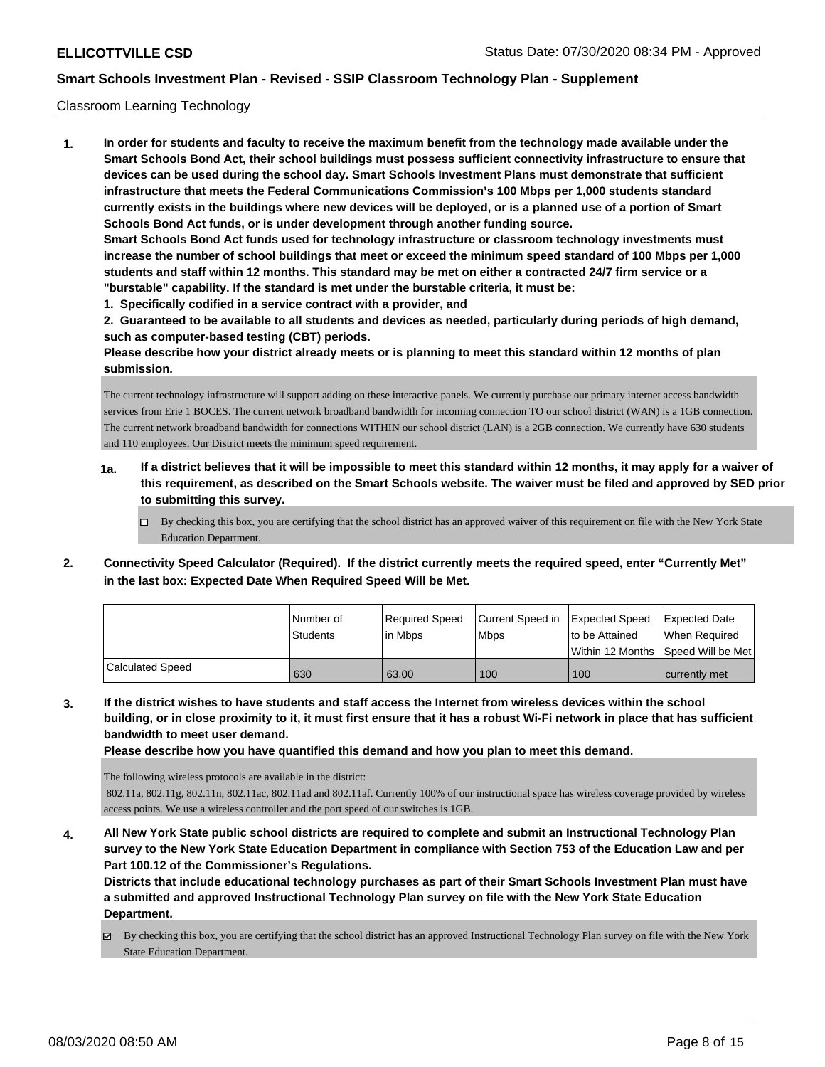Classroom Learning Technology

**1. In order for students and faculty to receive the maximum benefit from the technology made available under the Smart Schools Bond Act, their school buildings must possess sufficient connectivity infrastructure to ensure that devices can be used during the school day. Smart Schools Investment Plans must demonstrate that sufficient infrastructure that meets the Federal Communications Commission's 100 Mbps per 1,000 students standard currently exists in the buildings where new devices will be deployed, or is a planned use of a portion of Smart Schools Bond Act funds, or is under development through another funding source.**

**Smart Schools Bond Act funds used for technology infrastructure or classroom technology investments must increase the number of school buildings that meet or exceed the minimum speed standard of 100 Mbps per 1,000 students and staff within 12 months. This standard may be met on either a contracted 24/7 firm service or a "burstable" capability. If the standard is met under the burstable criteria, it must be:**

**1. Specifically codified in a service contract with a provider, and**

**2. Guaranteed to be available to all students and devices as needed, particularly during periods of high demand, such as computer-based testing (CBT) periods.**

**Please describe how your district already meets or is planning to meet this standard within 12 months of plan submission.**

The current technology infrastructure will support adding on these interactive panels. We currently purchase our primary internet access bandwidth services from Erie 1 BOCES. The current network broadband bandwidth for incoming connection TO our school district (WAN) is a 1GB connection. The current network broadband bandwidth for connections WITHIN our school district (LAN) is a 2GB connection. We currently have 630 students and 110 employees. Our District meets the minimum speed requirement.

**1a. If a district believes that it will be impossible to meet this standard within 12 months, it may apply for a waiver of this requirement, as described on the Smart Schools website. The waiver must be filed and approved by SED prior to submitting this survey.**

☐ By checking this box, you are certifying that the school district has an approved waiver of this requirement on file with the New York State Education Department.

**2. Connectivity Speed Calculator (Required). If the district currently meets the required speed, enter "Currently Met" in the last box: Expected Date When Required Speed Will be Met.**

| | Number of Students | Required Speed in Mbps | Current Speed in Mbps | Expected Speed to be Attained Within 12 Months | Expected Date When Required Speed Will be Met |
|---|---|---|---|---|---|
| Calculated Speed | 630 | 63.00 | 100 | 100 | currently met |

**3. If the district wishes to have students and staff access the Internet from wireless devices within the school building, or in close proximity to it, it must first ensure that it has a robust Wi-Fi network in place that has sufficient bandwidth to meet user demand.**

**Please describe how you have quantified this demand and how you plan to meet this demand.**

The following wireless protocols are available in the district:
802.11a, 802.11g, 802.11n, 802.11ac, 802.11ad and 802.11af. Currently 100% of our instructional space has wireless coverage provided by wireless access points. We use a wireless controller and the port speed of our switches is 1GB.

**4. All New York State public school districts are required to complete and submit an Instructional Technology Plan survey to the New York State Education Department in compliance with Section 753 of the Education Law and per Part 100.12 of the Commissioner's Regulations.**

**Districts that include educational technology purchases as part of their Smart Schools Investment Plan must have a submitted and approved Instructional Technology Plan survey on file with the New York State Education Department.**

☑ By checking this box, you are certifying that the school district has an approved Instructional Technology Plan survey on file with the New York State Education Department.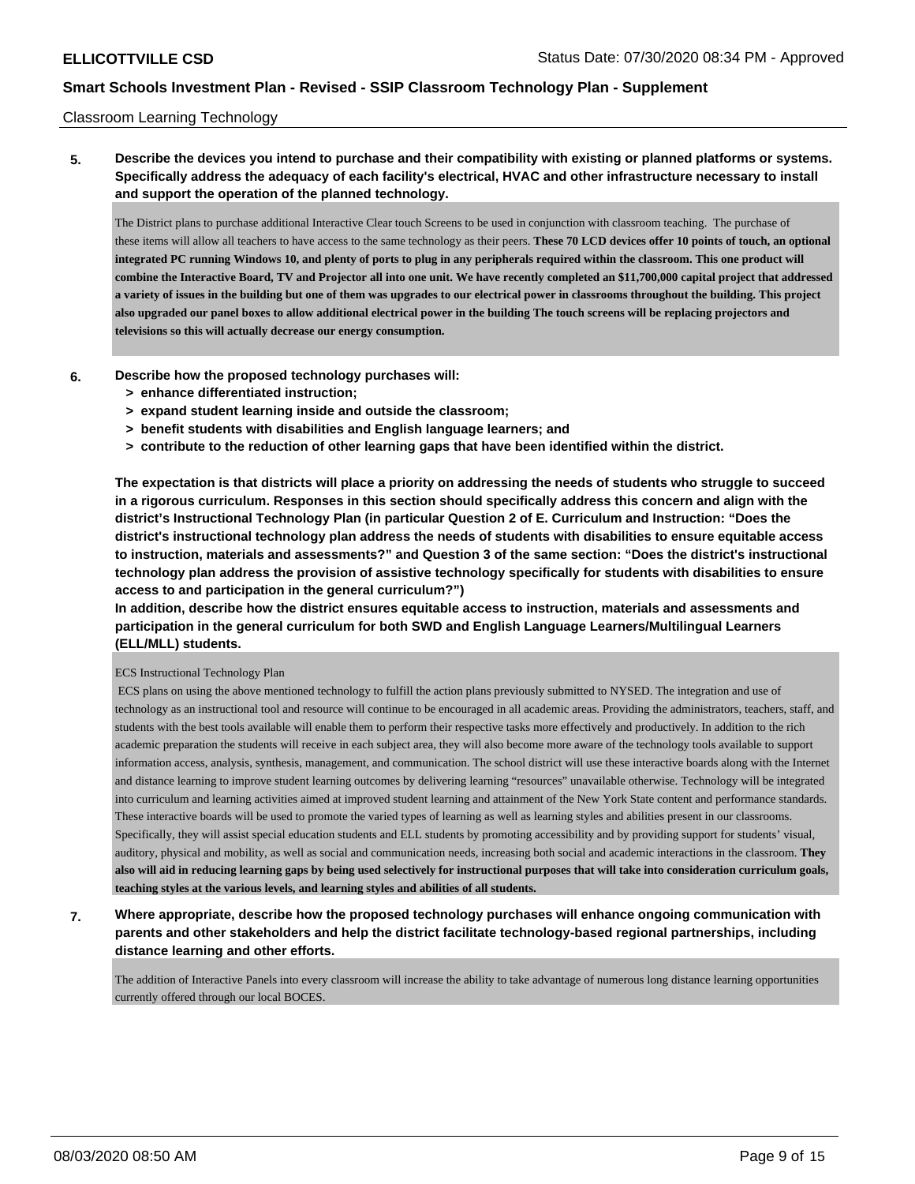Classroom Learning Technology

**5. Describe the devices you intend to purchase and their compatibility with existing or planned platforms or systems. Specifically address the adequacy of each facility's electrical, HVAC and other infrastructure necessary to install and support the operation of the planned technology.**

The District plans to purchase additional Interactive Clear touch Screens to be used in conjunction with classroom teaching. The purchase of these items will allow all teachers to have access to the same technology as their peers. **These 70 LCD devices offer 10 points of touch, an optional integrated PC running Windows 10, and plenty of ports to plug in any peripherals required within the classroom. This one product will combine the Interactive Board, TV and Projector all into one unit. We have recently completed an $11,700,000 capital project that addressed a variety of issues in the building but one of them was upgrades to our electrical power in classrooms throughout the building. This project also upgraded our panel boxes to allow additional electrical power in the building The touch screens will be replacing projectors and televisions so this will actually decrease our energy consumption.**

**6. Describe how the proposed technology purchases will:**
- **> enhance differentiated instruction;**
- **> expand student learning inside and outside the classroom;**
- **> benefit students with disabilities and English language learners; and**
- **> contribute to the reduction of other learning gaps that have been identified within the district.**

**The expectation is that districts will place a priority on addressing the needs of students who struggle to succeed in a rigorous curriculum. Responses in this section should specifically address this concern and align with the district's Instructional Technology Plan (in particular Question 2 of E. Curriculum and Instruction: "Does the district's instructional technology plan address the needs of students with disabilities to ensure equitable access to instruction, materials and assessments?" and Question 3 of the same section: "Does the district's instructional technology plan address the provision of assistive technology specifically for students with disabilities to ensure access to and participation in the general curriculum?")**

**In addition, describe how the district ensures equitable access to instruction, materials and assessments and participation in the general curriculum for both SWD and English Language Learners/Multilingual Learners (ELL/MLL) students.**

ECS Instructional Technology Plan

ECS plans on using the above mentioned technology to fulfill the action plans previously submitted to NYSED. The integration and use of technology as an instructional tool and resource will continue to be encouraged in all academic areas. Providing the administrators, teachers, staff, and students with the best tools available will enable them to perform their respective tasks more effectively and productively. In addition to the rich academic preparation the students will receive in each subject area, they will also become more aware of the technology tools available to support information access, analysis, synthesis, management, and communication. The school district will use these interactive boards along with the Internet and distance learning to improve student learning outcomes by delivering learning "resources" unavailable otherwise. Technology will be integrated into curriculum and learning activities aimed at improved student learning and attainment of the New York State content and performance standards. These interactive boards will be used to promote the varied types of learning as well as learning styles and abilities present in our classrooms. Specifically, they will assist special education students and ELL students by promoting accessibility and by providing support for students' visual, auditory, physical and mobility, as well as social and communication needs, increasing both social and academic interactions in the classroom. **They also will aid in reducing learning gaps by being used selectively for instructional purposes that will take into consideration curriculum goals, teaching styles at the various levels, and learning styles and abilities of all students.**

**7. Where appropriate, describe how the proposed technology purchases will enhance ongoing communication with parents and other stakeholders and help the district facilitate technology-based regional partnerships, including distance learning and other efforts.**

The addition of Interactive Panels into every classroom will increase the ability to take advantage of numerous long distance learning opportunities currently offered through our local BOCES.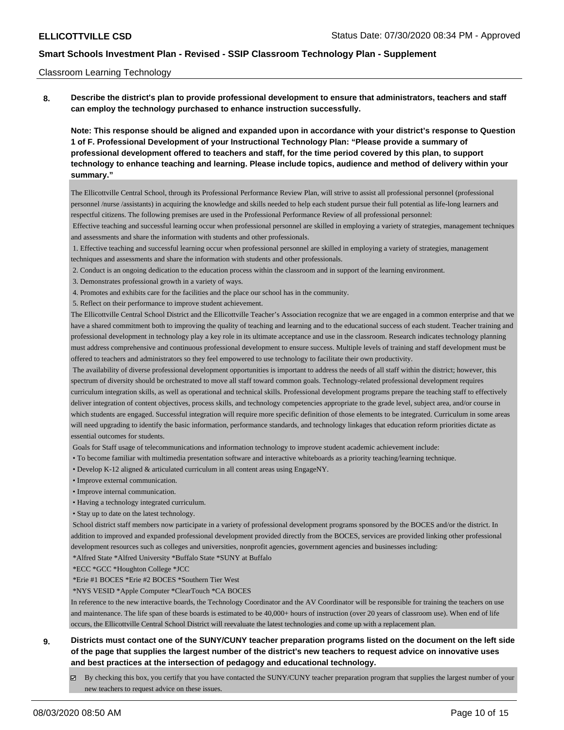Classroom Learning Technology

**8. Describe the district's plan to provide professional development to ensure that administrators, teachers and staff can employ the technology purchased to enhance instruction successfully.**

**Note: This response should be aligned and expanded upon in accordance with your district's response to Question 1 of F. Professional Development of your Instructional Technology Plan: "Please provide a summary of professional development offered to teachers and staff, for the time period covered by this plan, to support technology to enhance teaching and learning. Please include topics, audience and method of delivery within your summary."**

The Ellicottville Central School, through its Professional Performance Review Plan, will strive to assist all professional personnel (professional personnel /nurse /assistants) in acquiring the knowledge and skills needed to help each student pursue their full potential as life-long learners and respectful citizens. The following premises are used in the Professional Performance Review of all professional personnel:

Effective teaching and successful learning occur when professional personnel are skilled in employing a variety of strategies, management techniques and assessments and share the information with students and other professionals.

1. Effective teaching and successful learning occur when professional personnel are skilled in employing a variety of strategies, management techniques and assessments and share the information with students and other professionals.
2. Conduct is an ongoing dedication to the education process within the classroom and in support of the learning environment.
3. Demonstrates professional growth in a variety of ways.
4. Promotes and exhibits care for the facilities and the place our school has in the community.
5. Reflect on their performance to improve student achievement.

The Ellicottville Central School District and the Ellicottville Teacher's Association recognize that we are engaged in a common enterprise and that we have a shared commitment both to improving the quality of teaching and learning and to the educational success of each student. Teacher training and professional development in technology play a key role in its ultimate acceptance and use in the classroom. Research indicates technology planning must address comprehensive and continuous professional development to ensure success. Multiple levels of training and staff development must be offered to teachers and administrators so they feel empowered to use technology to facilitate their own productivity.

The availability of diverse professional development opportunities is important to address the needs of all staff within the district; however, this spectrum of diversity should be orchestrated to move all staff toward common goals. Technology-related professional development requires curriculum integration skills, as well as operational and technical skills. Professional development programs prepare the teaching staff to effectively deliver integration of content objectives, process skills, and technology competencies appropriate to the grade level, subject area, and/or course in which students are engaged. Successful integration will require more specific definition of those elements to be integrated. Curriculum in some areas will need upgrading to identify the basic information, performance standards, and technology linkages that education reform priorities dictate as essential outcomes for students.

Goals for Staff usage of telecommunications and information technology to improve student academic achievement include:

- To become familiar with multimedia presentation software and interactive whiteboards as a priority teaching/learning technique.
- Develop K-12 aligned & articulated curriculum in all content areas using EngageNY.
- Improve external communication.
- Improve internal communication.
- Having a technology integrated curriculum.
- Stay up to date on the latest technology.

School district staff members now participate in a variety of professional development programs sponsored by the BOCES and/or the district. In addition to improved and expanded professional development provided directly from the BOCES, services are provided linking other professional development resources such as colleges and universities, nonprofit agencies, government agencies and businesses including:

*Alfred State *Alfred University *Buffalo State *SUNY at Buffalo

*ECC *GCC *Houghton College *JCC

*Erie #1 BOCES *Erie #2 BOCES *Southern Tier West

*NYS VESID *Apple Computer *ClearTouch *CA BOCES

In reference to the new interactive boards, the Technology Coordinator and the AV Coordinator will be responsible for training the teachers on use and maintenance. The life span of these boards is estimated to be 40,000+ hours of instruction (over 20 years of classroom use). When end of life occurs, the Ellicottville Central School District will reevaluate the latest technologies and come up with a replacement plan.

**9. Districts must contact one of the SUNY/CUNY teacher preparation programs listed on the document on the left side of the page that supplies the largest number of the district's new teachers to request advice on innovative uses and best practices at the intersection of pedagogy and educational technology.**

☑ By checking this box, you certify that you have contacted the SUNY/CUNY teacher preparation program that supplies the largest number of your new teachers to request advice on these issues.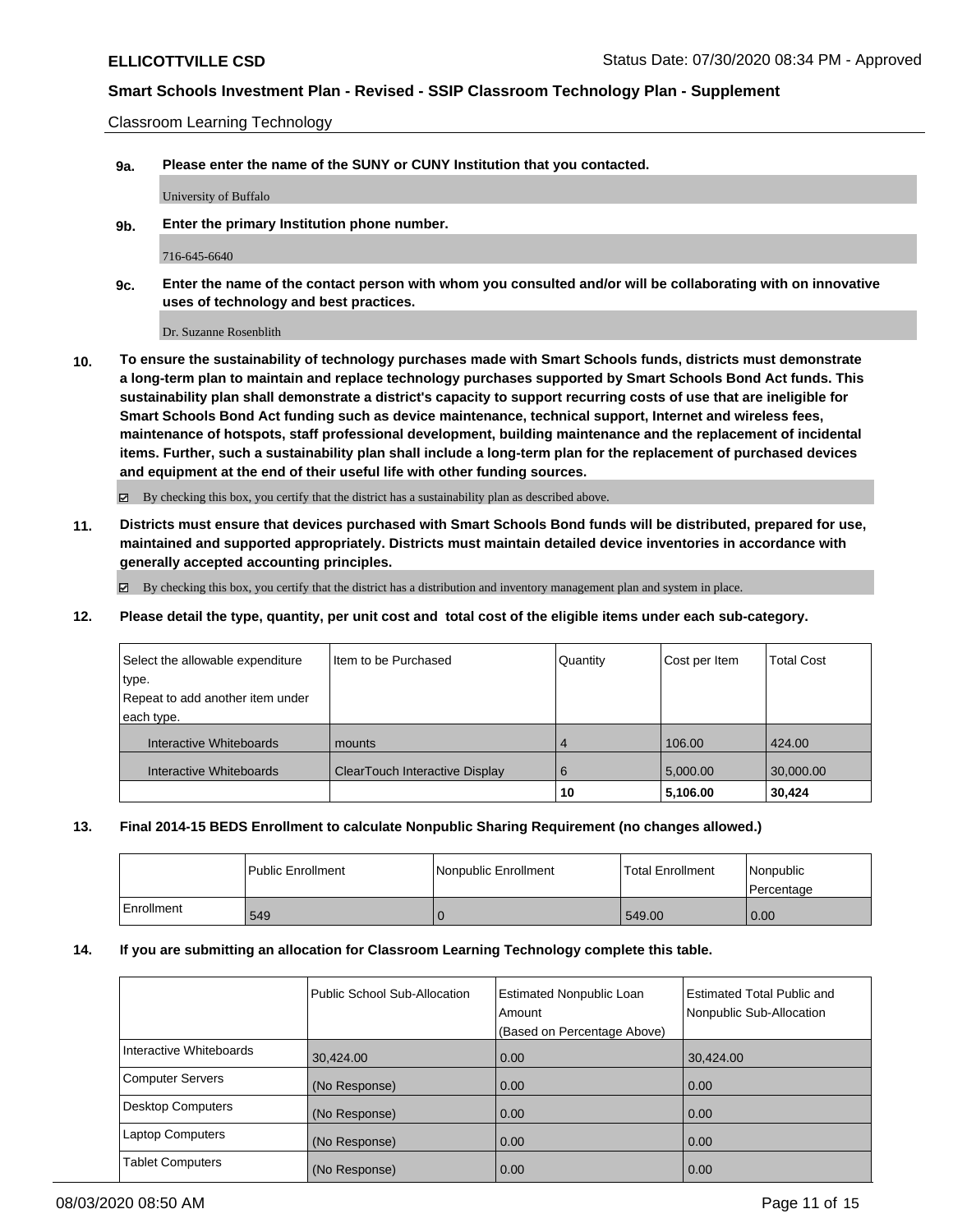Classroom Learning Technology

**9a. Please enter the name of the SUNY or CUNY Institution that you contacted.**

University of Buffalo

**9b. Enter the primary Institution phone number.**

716-645-6640

**9c. Enter the name of the contact person with whom you consulted and/or will be collaborating with on innovative uses of technology and best practices.**

Dr. Suzanne Rosenblith

**10. To ensure the sustainability of technology purchases made with Smart Schools funds, districts must demonstrate a long-term plan to maintain and replace technology purchases supported by Smart Schools Bond Act funds. This sustainability plan shall demonstrate a district's capacity to support recurring costs of use that are ineligible for Smart Schools Bond Act funding such as device maintenance, technical support, Internet and wireless fees, maintenance of hotspots, staff professional development, building maintenance and the replacement of incidental items. Further, such a sustainability plan shall include a long-term plan for the replacement of purchased devices and equipment at the end of their useful life with other funding sources.**

☑ By checking this box, you certify that the district has a sustainability plan as described above.

**11. Districts must ensure that devices purchased with Smart Schools Bond funds will be distributed, prepared for use, maintained and supported appropriately. Districts must maintain detailed device inventories in accordance with generally accepted accounting principles.**

☑ By checking this box, you certify that the district has a distribution and inventory management plan and system in place.

**12. Please detail the type, quantity, per unit cost and total cost of the eligible items under each sub-category.**

| Select the allowable expenditure type. Repeat to add another item under each type. | Item to be Purchased | Quantity | Cost per Item | Total Cost |
|---|---|---|---|---|
| Interactive Whiteboards | mounts | 4 | 106.00 | 424.00 |
| Interactive Whiteboards | ClearTouch Interactive Display | 6 | 5,000.00 | 30,000.00 |
| | | 10 | 5,106.00 | 30,424 |

**13. Final 2014-15 BEDS Enrollment to calculate Nonpublic Sharing Requirement (no changes allowed.)**

| | Public Enrollment | Nonpublic Enrollment | Total Enrollment | Nonpublic Percentage |
|---|---|---|---|---|
| Enrollment | 549 | 0 | 549.00 | 0.00 |

**14. If you are submitting an allocation for Classroom Learning Technology complete this table.**

| | Public School Sub-Allocation | Estimated Nonpublic Loan Amount (Based on Percentage Above) | Estimated Total Public and Nonpublic Sub-Allocation |
|---|---|---|---|
| Interactive Whiteboards | 30,424.00 | 0.00 | 30,424.00 |
| Computer Servers | (No Response) | 0.00 | 0.00 |
| Desktop Computers | (No Response) | 0.00 | 0.00 |
| Laptop Computers | (No Response) | 0.00 | 0.00 |
| Tablet Computers | (No Response) | 0.00 | 0.00 |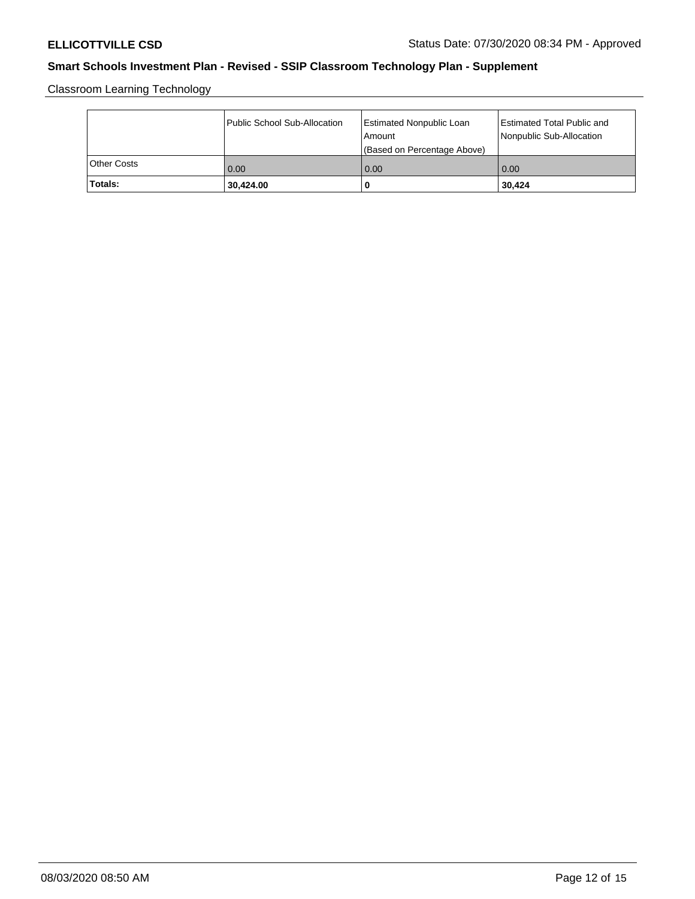## Smart Schools Investment Plan - Revised - SSIP Classroom Technology Plan - Supplement

Classroom Learning Technology

| | Public School Sub-Allocation | Estimated Nonpublic Loan Amount (Based on Percentage Above) | Estimated Total Public and Nonpublic Sub-Allocation |
|---|---|---|---|
| Other Costs | 0.00 | 0.00 | 0.00 |
| **Totals:** | **30,424.00** | **0** | **30,424** |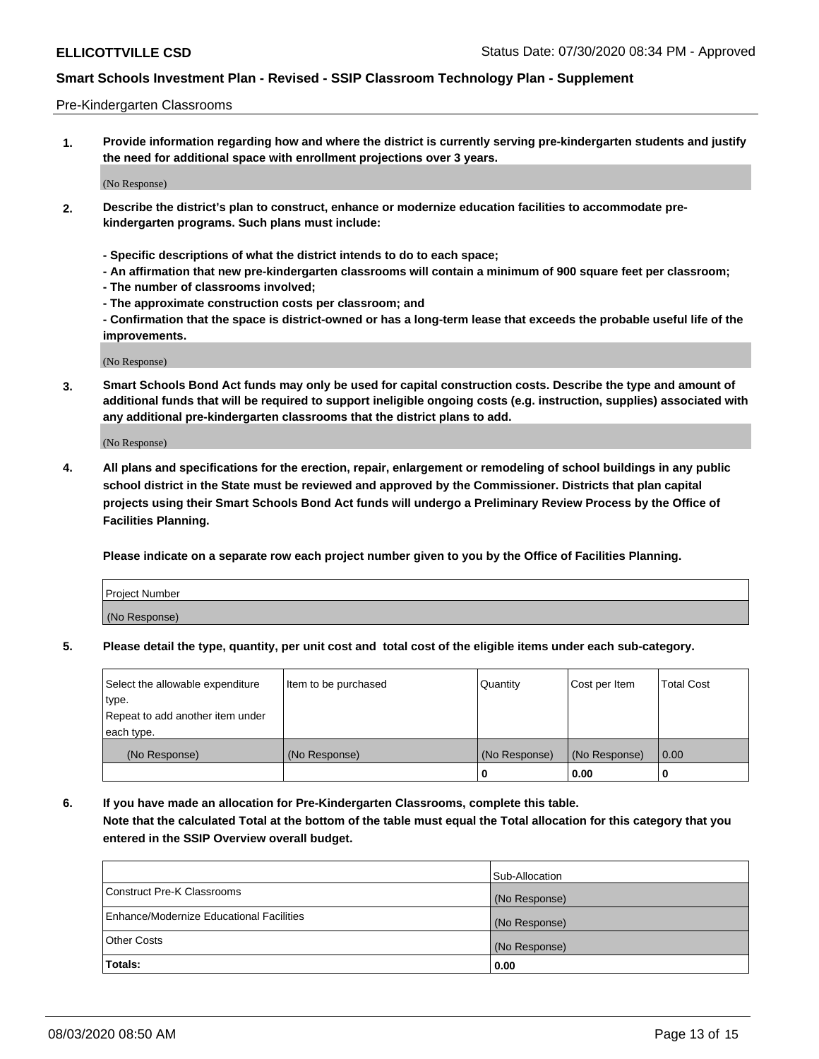Pre-Kindergarten Classrooms

**1. Provide information regarding how and where the district is currently serving pre-kindergarten students and justify the need for additional space with enrollment projections over 3 years.**

(No Response)

**2. Describe the district's plan to construct, enhance or modernize education facilities to accommodate pre-kindergarten programs. Such plans must include:**

**- Specific descriptions of what the district intends to do to each space;**
**- An affirmation that new pre-kindergarten classrooms will contain a minimum of 900 square feet per classroom;**
**- The number of classrooms involved;**
**- The approximate construction costs per classroom; and**
**- Confirmation that the space is district-owned or has a long-term lease that exceeds the probable useful life of the improvements.**

(No Response)

**3. Smart Schools Bond Act funds may only be used for capital construction costs. Describe the type and amount of additional funds that will be required to support ineligible ongoing costs (e.g. instruction, supplies) associated with any additional pre-kindergarten classrooms that the district plans to add.**

(No Response)

**4. All plans and specifications for the erection, repair, enlargement or remodeling of school buildings in any public school district in the State must be reviewed and approved by the Commissioner. Districts that plan capital projects using their Smart Schools Bond Act funds will undergo a Preliminary Review Process by the Office of Facilities Planning.**

**Please indicate on a separate row each project number given to you by the Office of Facilities Planning.**

| Project Number |
|---|
| (No Response) |

**5. Please detail the type, quantity, per unit cost and total cost of the eligible items under each sub-category.**

| Select the allowable expenditure type. Repeat to add another item under each type. | Item to be purchased | Quantity | Cost per Item | Total Cost |
|---|---|---|---|---|
| (No Response) | (No Response) | (No Response) | (No Response) | 0.00 |
| | | 0 | 0.00 | 0 |

**6. If you have made an allocation for Pre-Kindergarten Classrooms, complete this table. Note that the calculated Total at the bottom of the table must equal the Total allocation for this category that you entered in the SSIP Overview overall budget.**

| | Sub-Allocation |
|---|---|
| Construct Pre-K Classrooms | (No Response) |
| Enhance/Modernize Educational Facilities | (No Response) |
| Other Costs | (No Response) |
| **Totals:** | **0.00** |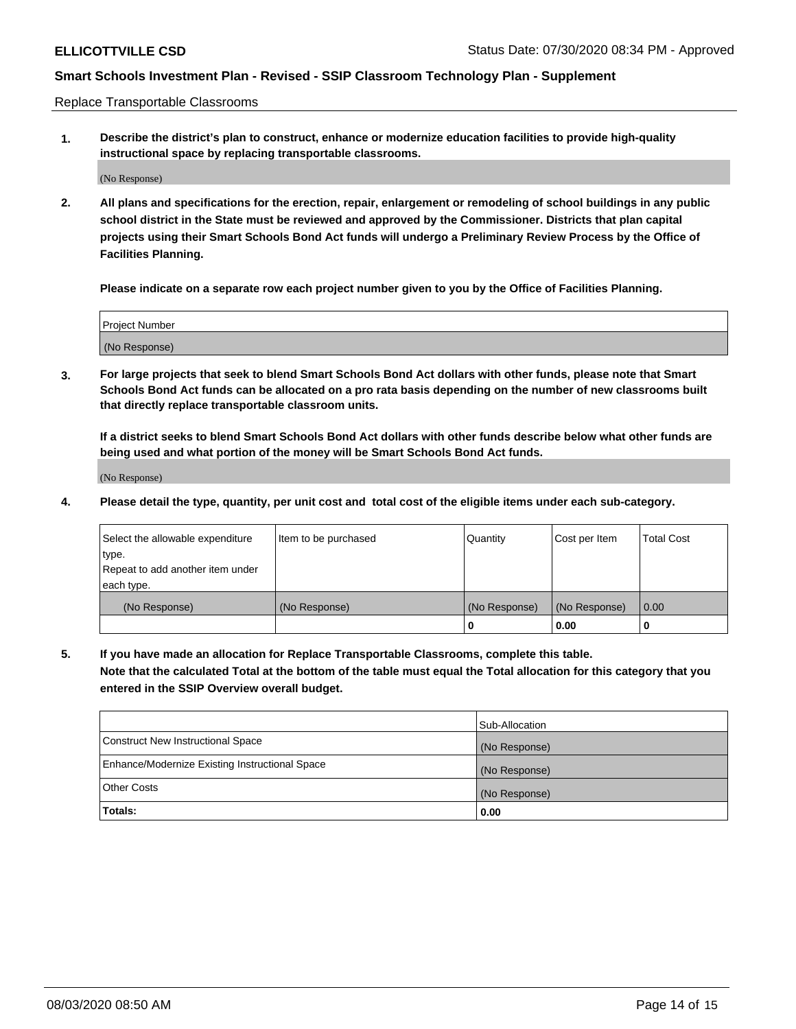Replace Transportable Classrooms

**1. Describe the district's plan to construct, enhance or modernize education facilities to provide high-quality instructional space by replacing transportable classrooms.**

(No Response)

**2. All plans and specifications for the erection, repair, enlargement or remodeling of school buildings in any public school district in the State must be reviewed and approved by the Commissioner. Districts that plan capital projects using their Smart Schools Bond Act funds will undergo a Preliminary Review Process by the Office of Facilities Planning.**

**Please indicate on a separate row each project number given to you by the Office of Facilities Planning.**

| Project Number |
|---|
| (No Response) |

**3. For large projects that seek to blend Smart Schools Bond Act dollars with other funds, please note that Smart Schools Bond Act funds can be allocated on a pro rata basis depending on the number of new classrooms built that directly replace transportable classroom units.**

**If a district seeks to blend Smart Schools Bond Act dollars with other funds describe below what other funds are being used and what portion of the money will be Smart Schools Bond Act funds.**

(No Response)

**4. Please detail the type, quantity, per unit cost and total cost of the eligible items under each sub-category.**

| Select the allowable expenditure type. Repeat to add another item under each type. | Item to be purchased | Quantity | Cost per Item | Total Cost |
|---|---|---|---|---|
| (No Response) | (No Response) | (No Response) | (No Response) | 0.00 |
| | | 0 | 0.00 | 0 |

**5. If you have made an allocation for Replace Transportable Classrooms, complete this table. Note that the calculated Total at the bottom of the table must equal the Total allocation for this category that you entered in the SSIP Overview overall budget.**

| | Sub-Allocation |
|---|---|
| Construct New Instructional Space | (No Response) |
| Enhance/Modernize Existing Instructional Space | (No Response) |
| Other Costs | (No Response) |
| **Totals:** | **0.00** |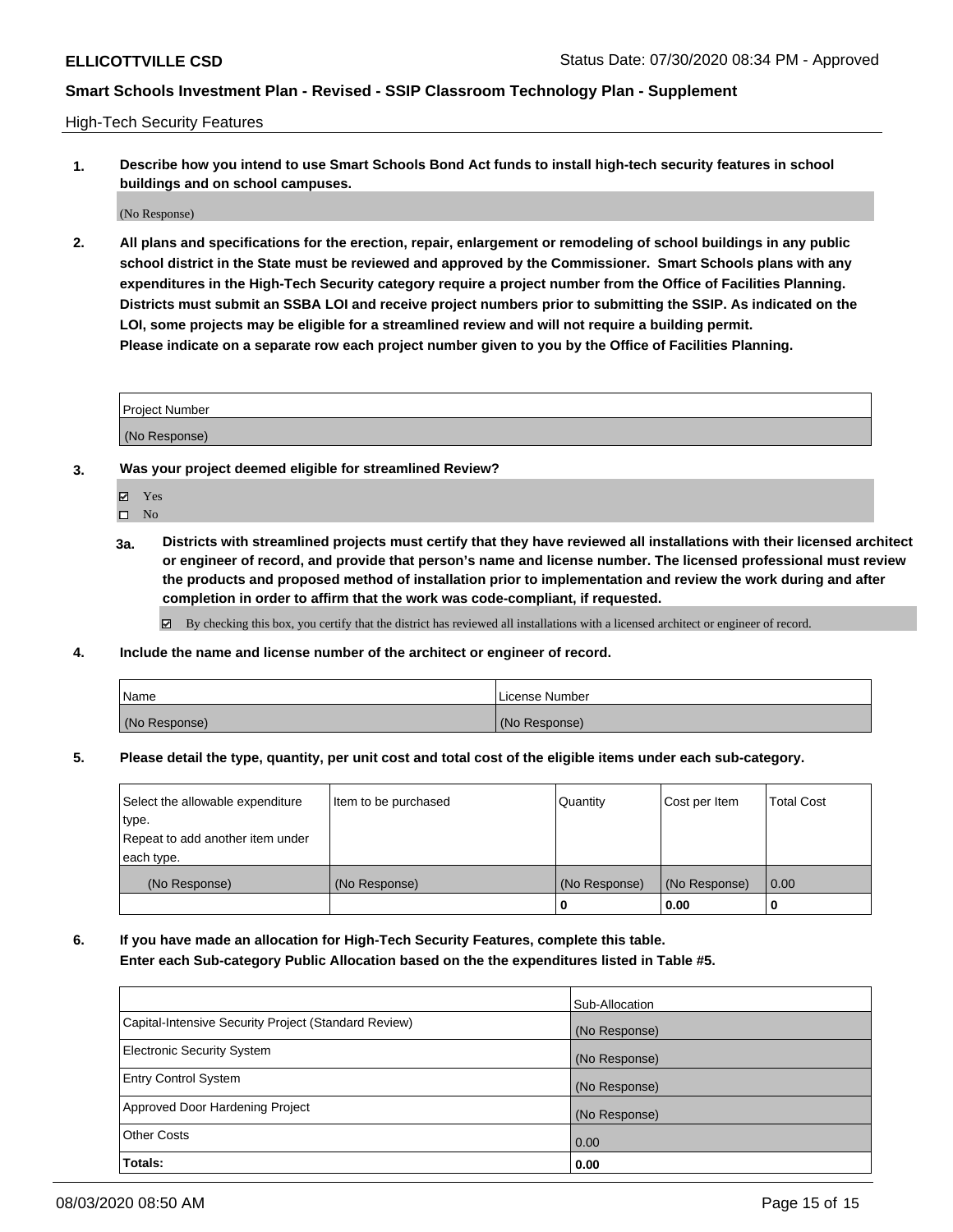High-Tech Security Features

**1. Describe how you intend to use Smart Schools Bond Act funds to install high-tech security features in school buildings and on school campuses.**

(No Response)

**2. All plans and specifications for the erection, repair, enlargement or remodeling of school buildings in any public school district in the State must be reviewed and approved by the Commissioner. Smart Schools plans with any expenditures in the High-Tech Security category require a project number from the Office of Facilities Planning. Districts must submit an SSBA LOI and receive project numbers prior to submitting the SSIP. As indicated on the LOI, some projects may be eligible for a streamlined review and will not require a building permit.**
**Please indicate on a separate row each project number given to you by the Office of Facilities Planning.**

| Project Number |
| --- |
| (No Response) |

**3. Was your project deemed eligible for streamlined Review?**

- ☑ Yes
- ☐ No

**3a. Districts with streamlined projects must certify that they have reviewed all installations with their licensed architect or engineer of record, and provide that person's name and license number. The licensed professional must review the products and proposed method of installation prior to implementation and review the work during and after completion in order to affirm that the work was code-compliant, if requested.**

☑ By checking this box, you certify that the district has reviewed all installations with a licensed architect or engineer of record.

**4. Include the name and license number of the architect or engineer of record.**

| Name | License Number |
| --- | --- |
| (No Response) | (No Response) |

**5. Please detail the type, quantity, per unit cost and total cost of the eligible items under each sub-category.**

| Select the allowable expenditure type. Repeat to add another item under each type. | Item to be purchased | Quantity | Cost per Item | Total Cost |
| --- | --- | --- | --- | --- |
| (No Response) | (No Response) | (No Response) | (No Response) | 0.00 |
| | | **0** | **0.00** | **0** |

**6. If you have made an allocation for High-Tech Security Features, complete this table.**
**Enter each Sub-category Public Allocation based on the the expenditures listed in Table #5.**

| | Sub-Allocation |
| --- | --- |
| Capital-Intensive Security Project (Standard Review) | (No Response) |
| Electronic Security System | (No Response) |
| Entry Control System | (No Response) |
| Approved Door Hardening Project | (No Response) |
| Other Costs | 0.00 |
| **Totals:** | **0.00** |